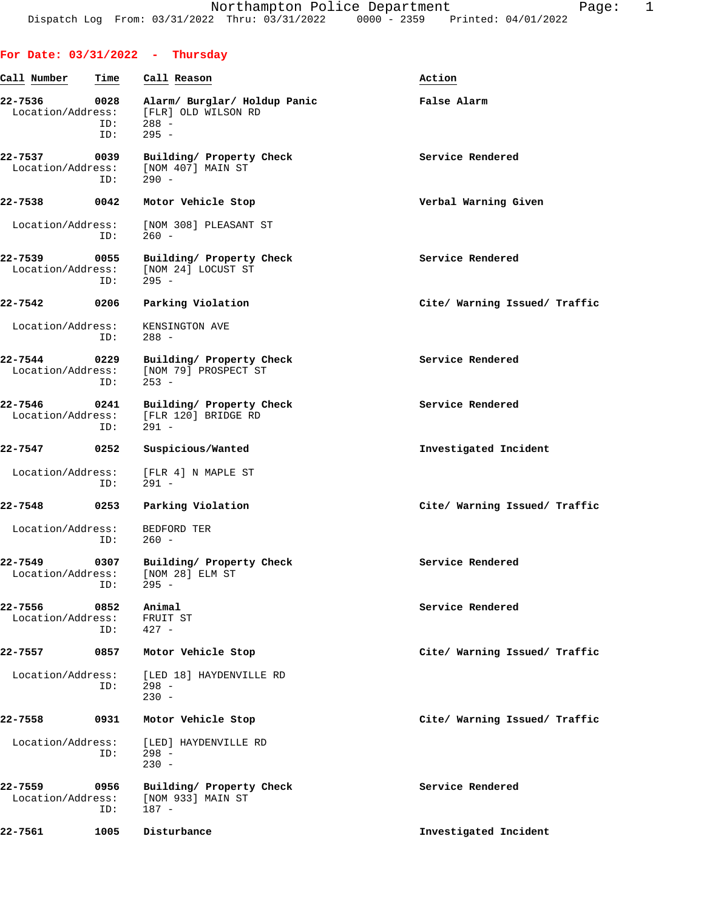Northampton Police Department
Dispatch Log From: 03/31/2022 Thru: 03/31/2022 0000 - 2359 Printed: 04/01/2022

## For Date: 03/31/2022 - Thursday

| Call Number | Time | Call Reason | Action |
|---|---|---|---|
| **22-7536** | **0028** | **Alarm/ Burglar/ Holdup Panic** | **False Alarm** |
| Location/Address: | | [FLR] OLD WILSON RD | |
| ID: | | 288 - | |
| ID: | | 295 - | |
| **22-7537** | **0039** | **Building/ Property Check** | **Service Rendered** |
| Location/Address: | | [NOM 407] MAIN ST | |
| ID: | | 290 - | |
| **22-7538** | **0042** | **Motor Vehicle Stop** | **Verbal Warning Given** |
| Location/Address: | | [NOM 308] PLEASANT ST | |
| ID: | | 260 - | |
| **22-7539** | **0055** | **Building/ Property Check** | **Service Rendered** |
| Location/Address: | | [NOM 24] LOCUST ST | |
| ID: | | 295 - | |
| **22-7542** | **0206** | **Parking Violation** | **Cite/ Warning Issued/ Traffic** |
| Location/Address: | | KENSINGTON AVE | |
| ID: | | 288 - | |
| **22-7544** | **0229** | **Building/ Property Check** | **Service Rendered** |
| Location/Address: | | [NOM 79] PROSPECT ST | |
| ID: | | 253 - | |
| **22-7546** | **0241** | **Building/ Property Check** | **Service Rendered** |
| Location/Address: | | [FLR 120] BRIDGE RD | |
| ID: | | 291 - | |
| **22-7547** | **0252** | **Suspicious/Wanted** | **Investigated Incident** |
| Location/Address: | | [FLR 4] N MAPLE ST | |
| ID: | | 291 - | |
| **22-7548** | **0253** | **Parking Violation** | **Cite/ Warning Issued/ Traffic** |
| Location/Address: | | BEDFORD TER | |
| ID: | | 260 - | |
| **22-7549** | **0307** | **Building/ Property Check** | **Service Rendered** |
| Location/Address: | | [NOM 28] ELM ST | |
| ID: | | 295 - | |
| **22-7556** | **0852** | **Animal** | **Service Rendered** |
| Location/Address: | | FRUIT ST | |
| ID: | | 427 - | |
| **22-7557** | **0857** | **Motor Vehicle Stop** | **Cite/ Warning Issued/ Traffic** |
| Location/Address: | | [LED 18] HAYDENVILLE RD | |
| ID: | | 298 - | |
| | | 230 - | |
| **22-7558** | **0931** | **Motor Vehicle Stop** | **Cite/ Warning Issued/ Traffic** |
| Location/Address: | | [LED] HAYDENVILLE RD | |
| ID: | | 298 - | |
| | | 230 - | |
| **22-7559** | **0956** | **Building/ Property Check** | **Service Rendered** |
| Location/Address: | | [NOM 933] MAIN ST | |
| ID: | | 187 - | |
| **22-7561** | **1005** | **Disturbance** | **Investigated Incident** |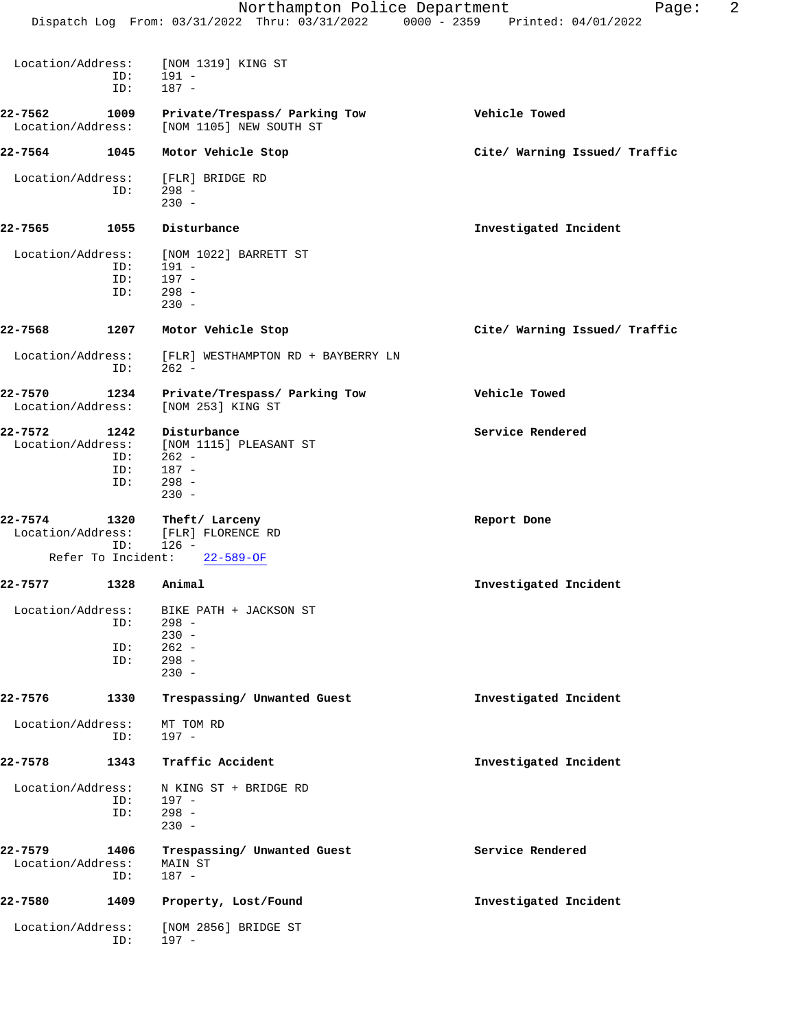Location/Address: [NOM 1319] KING ST
ID: 191 -
ID: 187 -

**22-7562 1009 Private/Trespass/ Parking Tow** — Vehicle Towed
Location/Address: [NOM 1105] NEW SOUTH ST

**22-7564 1045 Motor Vehicle Stop** — Cite/ Warning Issued/ Traffic
Location/Address: [FLR] BRIDGE RD
ID: 298 -
230 -

**22-7565 1055 Disturbance** — Investigated Incident
Location/Address: [NOM 1022] BARRETT ST
ID: 191 -
ID: 197 -
ID: 298 -
230 -

**22-7568 1207 Motor Vehicle Stop** — Cite/ Warning Issued/ Traffic
Location/Address: [FLR] WESTHAMPTON RD + BAYBERRY LN
ID: 262 -

**22-7570 1234 Private/Trespass/ Parking Tow** — Vehicle Towed
Location/Address: [NOM 253] KING ST

**22-7572 1242 Disturbance** — Service Rendered
Location/Address: [NOM 1115] PLEASANT ST
ID: 262 -
ID: 187 -
ID: 298 -
230 -

**22-7574 1320 Theft/ Larceny** — Report Done
Location/Address: [FLR] FLORENCE RD
ID: 126 -
Refer To Incident: 22-589-OF

**22-7577 1328 Animal** — Investigated Incident
Location/Address: BIKE PATH + JACKSON ST
ID: 298 -
230 -
ID: 262 -
ID: 298 -
230 -

**22-7576 1330 Trespassing/ Unwanted Guest** — Investigated Incident
Location/Address: MT TOM RD
ID: 197 -

**22-7578 1343 Traffic Accident** — Investigated Incident
Location/Address: N KING ST + BRIDGE RD
ID: 197 -
ID: 298 -
230 -

**22-7579 1406 Trespassing/ Unwanted Guest** — Service Rendered
Location/Address: MAIN ST
ID: 187 -

**22-7580 1409 Property, Lost/Found** — Investigated Incident
Location/Address: [NOM 2856] BRIDGE ST
ID: 197 -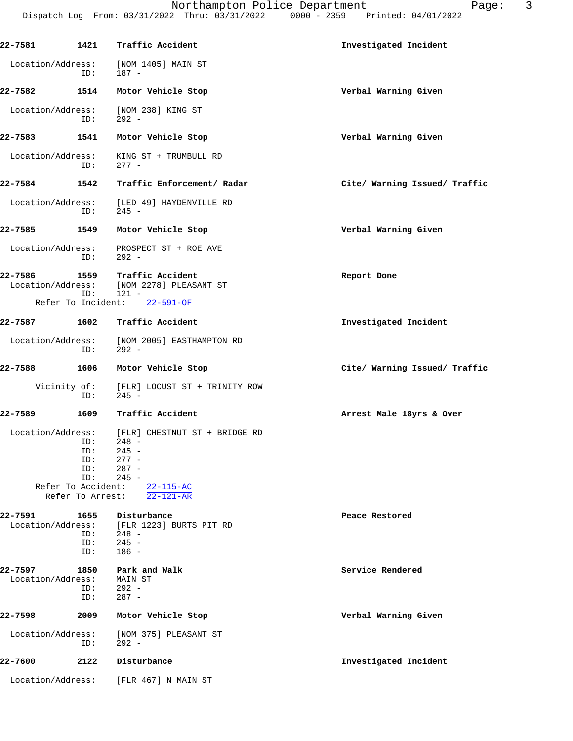22-7581 1421 Traffic Accident Investigated Incident

Location/Address: [NOM 1405] MAIN ST
ID: 187 -

22-7582 1514 Motor Vehicle Stop Verbal Warning Given

Location/Address: [NOM 238] KING ST
ID: 292 -

22-7583 1541 Motor Vehicle Stop Verbal Warning Given

Location/Address: KING ST + TRUMBULL RD
ID: 277 -

22-7584 1542 Traffic Enforcement/ Radar Cite/ Warning Issued/ Traffic

Location/Address: [LED 49] HAYDENVILLE RD
ID: 245 -

22-7585 1549 Motor Vehicle Stop Verbal Warning Given

Location/Address: PROSPECT ST + ROE AVE
ID: 292 -

22-7586 1559 Traffic Accident Report Done
Location/Address: [NOM 2278] PLEASANT ST
ID: 121 -
Refer To Incident: 22-591-OF

22-7587 1602 Traffic Accident Investigated Incident

Location/Address: [NOM 2005] EASTHAMPTON RD
ID: 292 -

22-7588 1606 Motor Vehicle Stop Cite/ Warning Issued/ Traffic

Vicinity of: [FLR] LOCUST ST + TRINITY ROW
ID: 245 -

22-7589 1609 Traffic Accident Arrest Male 18yrs & Over

Location/Address: [FLR] CHESTNUT ST + BRIDGE RD
ID: 248 -
ID: 245 -
ID: 277 -
ID: 287 -
ID: 245 -
Refer To Accident: 22-115-AC
Refer To Arrest: 22-121-AR

22-7591 1655 Disturbance Peace Restored
Location/Address: [FLR 1223] BURTS PIT RD
ID: 248 -
ID: 245 -
ID: 186 -

22-7597 1850 Park and Walk Service Rendered
Location/Address: MAIN ST
ID: 292 -
ID: 287 -

22-7598 2009 Motor Vehicle Stop Verbal Warning Given

Location/Address: [NOM 375] PLEASANT ST
ID: 292 -

22-7600 2122 Disturbance Investigated Incident

Location/Address: [FLR 467] N MAIN ST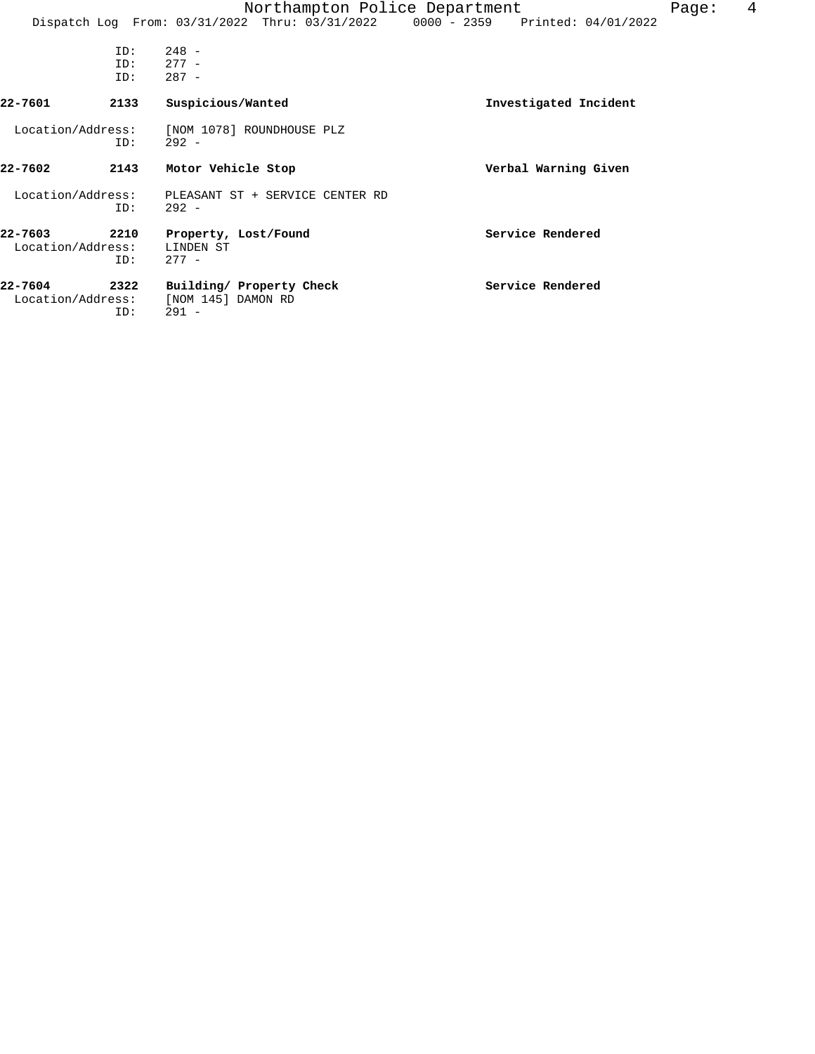ID: 248 -
ID: 277 -
ID: 287 -

**22-7601 2133 Suspicious/Wanted** **Investigated Incident**

Location/Address: [NOM 1078] ROUNDHOUSE PLZ
ID: 292 -

**22-7602 2143 Motor Vehicle Stop** **Verbal Warning Given**

Location/Address: PLEASANT ST + SERVICE CENTER RD
ID: 292 -

**22-7603 2210 Property, Lost/Found** **Service Rendered**
Location/Address: LINDEN ST
ID: 277 -

**22-7604 2322 Building/ Property Check** **Service Rendered**
Location/Address: [NOM 145] DAMON RD
ID: 291 -